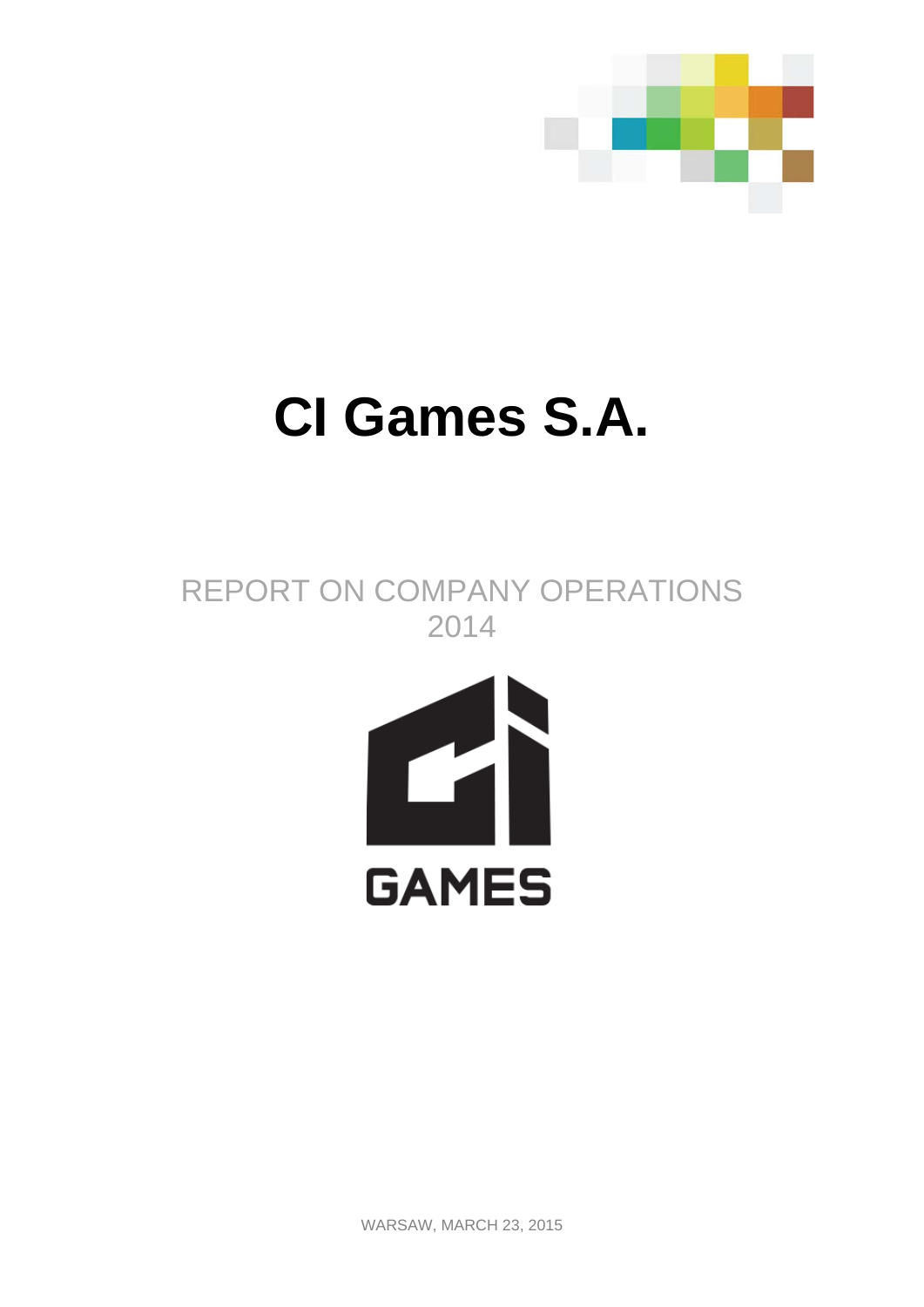# CI Games S.A.

## REPORT ON COMPANY OPERATIONS 2014

GAMES

WARSAW, MARCH 23, 2015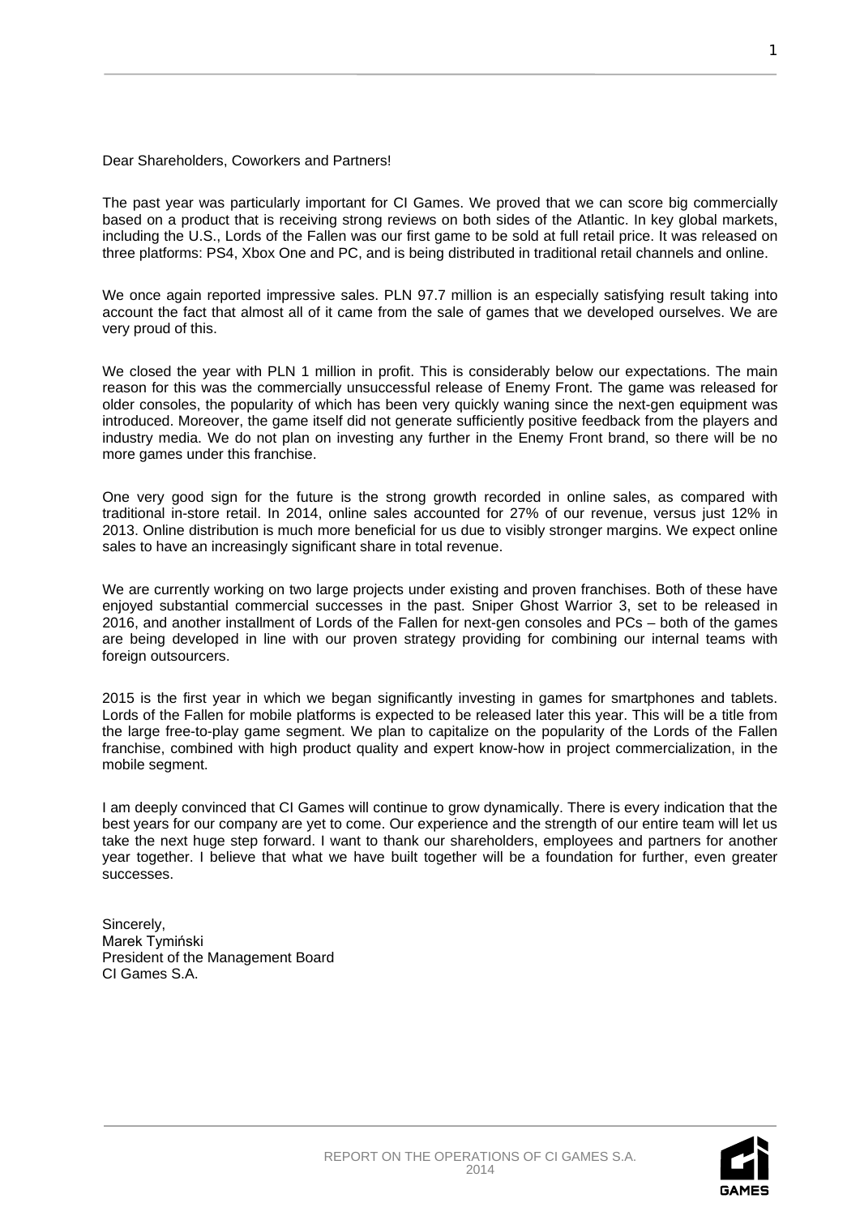Dear Shareholders, Coworkers and Partners!

The past year was particularly important for CI Games. We proved that we can score big commercially based on a product that is receiving strong reviews on both sides of the Atlantic. In key global markets, including the U.S., Lords of the Fallen was our first game to be sold at full retail price. It was released on three platforms: PS4, Xbox One and PC, and is being distributed in traditional retail channels and online.

We once again reported impressive sales. PLN 97.7 million is an especially satisfying result taking into account the fact that almost all of it came from the sale of games that we developed ourselves. We are very proud of this.

We closed the year with PLN 1 million in profit. This is considerably below our expectations. The main reason for this was the commercially unsuccessful release of Enemy Front. The game was released for older consoles, the popularity of which has been very quickly waning since the next-gen equipment was introduced. Moreover, the game itself did not generate sufficiently positive feedback from the players and industry media. We do not plan on investing any further in the Enemy Front brand, so there will be no more games under this franchise.

One very good sign for the future is the strong growth recorded in online sales, as compared with traditional in-store retail. In 2014, online sales accounted for 27% of our revenue, versus just 12% in 2013. Online distribution is much more beneficial for us due to visibly stronger margins. We expect online sales to have an increasingly significant share in total revenue.

We are currently working on two large projects under existing and proven franchises. Both of these have enjoyed substantial commercial successes in the past. Sniper Ghost Warrior 3, set to be released in 2016, and another installment of Lords of the Fallen for next-gen consoles and PCs – both of the games are being developed in line with our proven strategy providing for combining our internal teams with foreign outsourcers.

2015 is the first year in which we began significantly investing in games for smartphones and tablets. Lords of the Fallen for mobile platforms is expected to be released later this year. This will be a title from the large free-to-play game segment. We plan to capitalize on the popularity of the Lords of the Fallen franchise, combined with high product quality and expert know-how in project commercialization, in the mobile segment.

I am deeply convinced that CI Games will continue to grow dynamically. There is every indication that the best years for our company are yet to come. Our experience and the strength of our entire team will let us take the next huge step forward. I want to thank our shareholders, employees and partners for another year together. I believe that what we have built together will be a foundation for further, even greater successes.

Sincerely,
Marek Tymiński
President of the Management Board
CI Games S.A.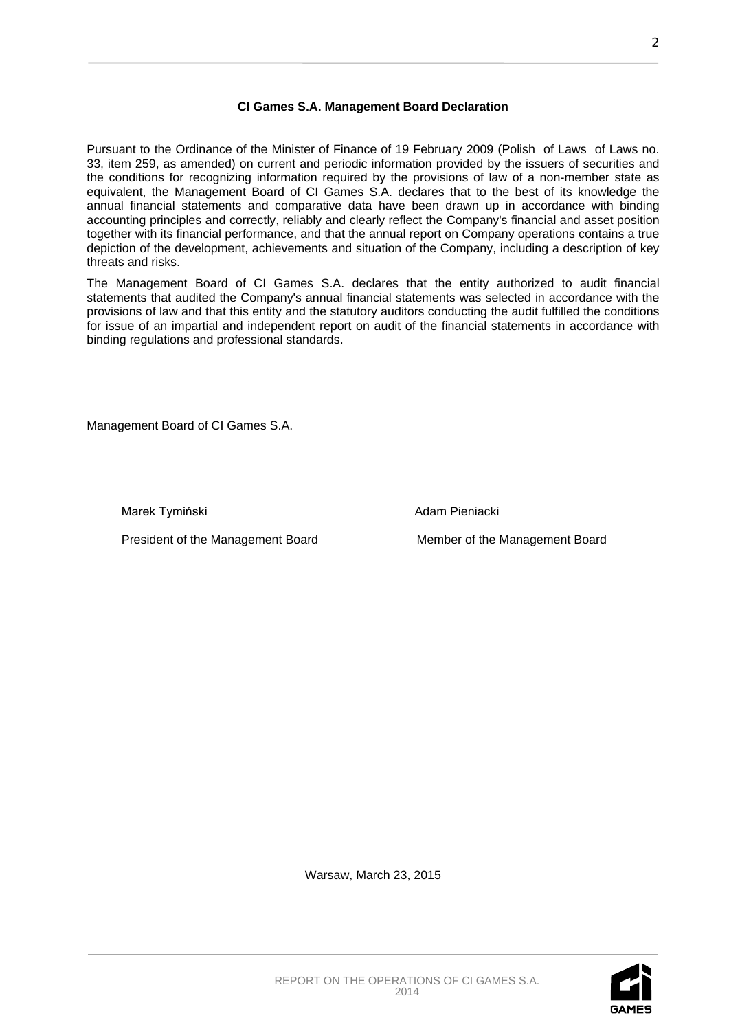**CI Games S.A. Management Board Declaration**

Pursuant to the Ordinance of the Minister of Finance of 19 February 2009 (Polish of Laws of Laws no. 33, item 259, as amended) on current and periodic information provided by the issuers of securities and the conditions for recognizing information required by the provisions of law of a non-member state as equivalent, the Management Board of CI Games S.A. declares that to the best of its knowledge the annual financial statements and comparative data have been drawn up in accordance with binding accounting principles and correctly, reliably and clearly reflect the Company's financial and asset position together with its financial performance, and that the annual report on Company operations contains a true depiction of the development, achievements and situation of the Company, including a description of key threats and risks.

The Management Board of CI Games S.A. declares that the entity authorized to audit financial statements that audited the Company's annual financial statements was selected in accordance with the provisions of law and that this entity and the statutory auditors conducting the audit fulfilled the conditions for issue of an impartial and independent report on audit of the financial statements in accordance with binding regulations and professional standards.

Management Board of CI Games S.A.

| Marek Tymiński | Adam Pieniacki |
|---|---|
| President of the Management Board | Member of the Management Board |

Warsaw, March 23, 2015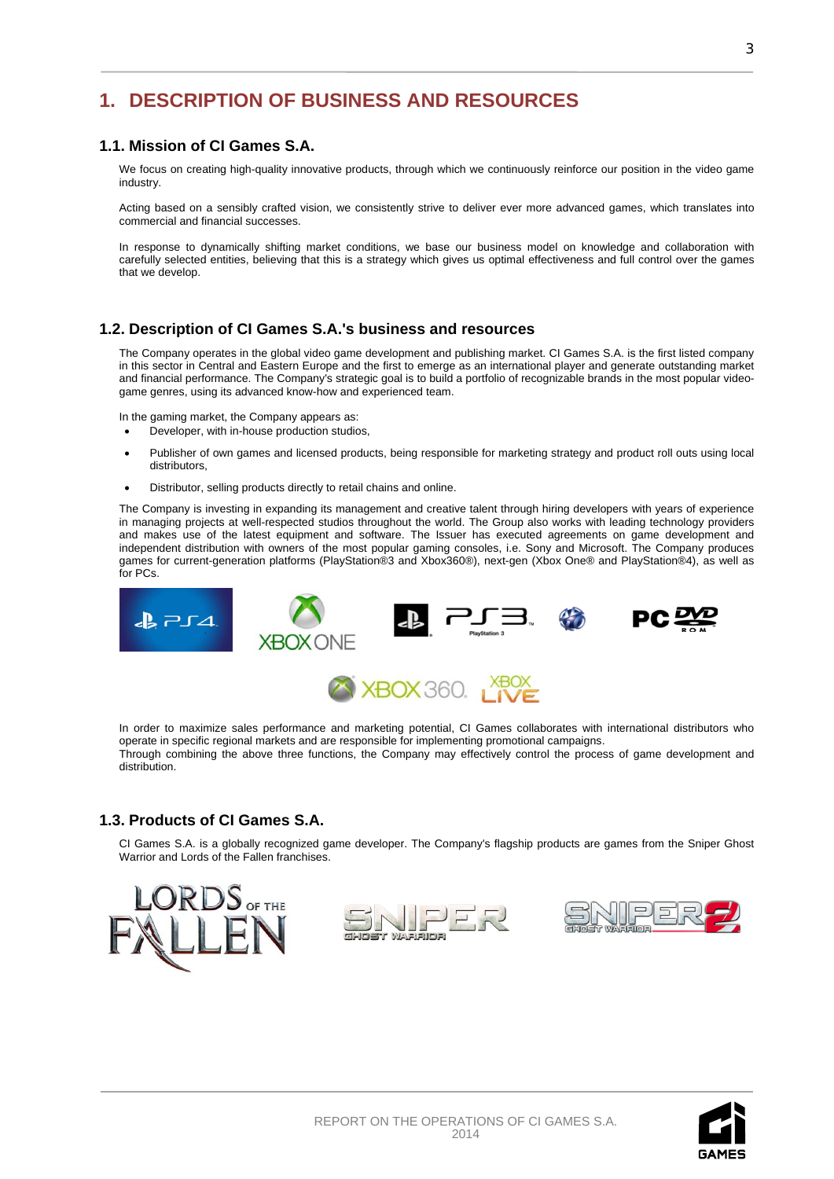# 1. DESCRIPTION OF BUSINESS AND RESOURCES

## 1.1. Mission of CI Games S.A.

We focus on creating high-quality innovative products, through which we continuously reinforce our position in the video game industry.

Acting based on a sensibly crafted vision, we consistently strive to deliver ever more advanced games, which translates into commercial and financial successes.

In response to dynamically shifting market conditions, we base our business model on knowledge and collaboration with carefully selected entities, believing that this is a strategy which gives us optimal effectiveness and full control over the games that we develop.

## 1.2. Description of CI Games S.A.'s business and resources

The Company operates in the global video game development and publishing market. CI Games S.A. is the first listed company in this sector in Central and Eastern Europe and the first to emerge as an international player and generate outstanding market and financial performance. The Company's strategic goal is to build a portfolio of recognizable brands in the most popular video-game genres, using its advanced know-how and experienced team.

In the gaming market, the Company appears as:

- Developer, with in-house production studios,
- Publisher of own games and licensed products, being responsible for marketing strategy and product roll outs using local distributors,
- Distributor, selling products directly to retail chains and online.

The Company is investing in expanding its management and creative talent through hiring developers with years of experience in managing projects at well-respected studios throughout the world. The Group also works with leading technology providers and makes use of the latest equipment and software. The Issuer has executed agreements on game development and independent distribution with owners of the most popular gaming consoles, i.e. Sony and Microsoft. The Company produces games for current-generation platforms (PlayStation®3 and Xbox360®), next-gen (Xbox One® and PlayStation®4), as well as for PCs.

In order to maximize sales performance and marketing potential, CI Games collaborates with international distributors who operate in specific regional markets and are responsible for implementing promotional campaigns.
Through combining the above three functions, the Company may effectively control the process of game development and distribution.

## 1.3. Products of CI Games S.A.

CI Games S.A. is a globally recognized game developer. The Company's flagship products are games from the Sniper Ghost Warrior and Lords of the Fallen franchises.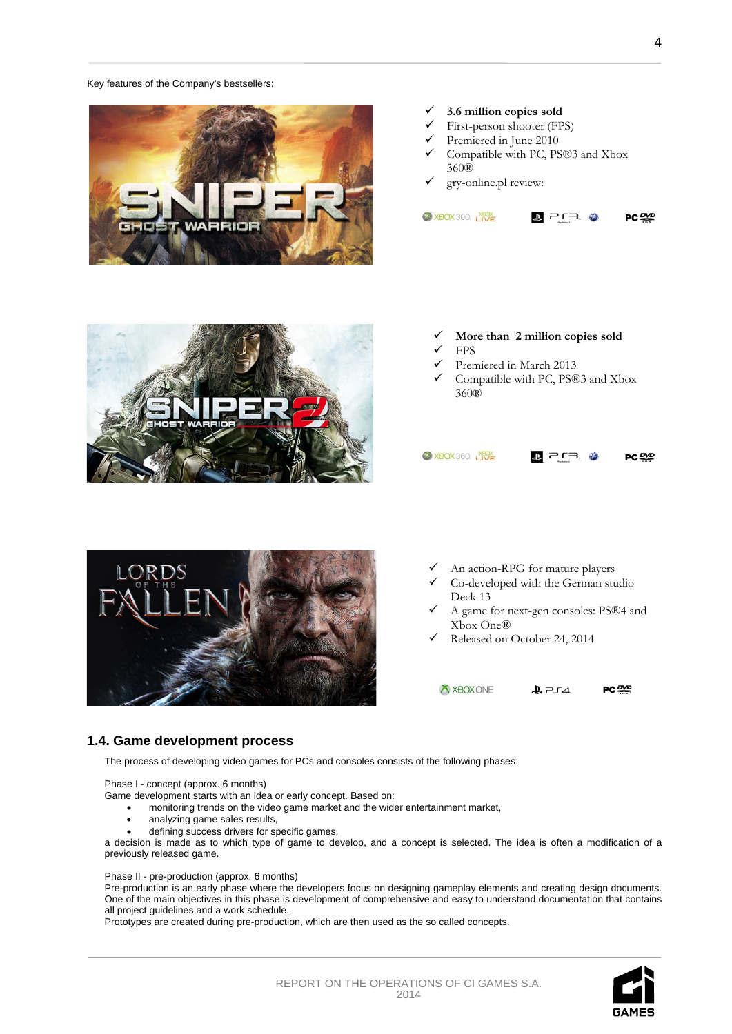Key features of the Company's bestsellers:

- **3.6 million copies sold**
- First-person shooter (FPS)
- Premiered in June 2010
- Compatible with PC, PS®3 and Xbox 360®
- gry-online.pl review:

- **More than 2 million copies sold**
- FPS
- Premiered in March 2013
- Compatible with PC, PS®3 and Xbox 360®

- An action-RPG for mature players
- Co-developed with the German studio Deck 13
- A game for next-gen consoles: PS®4 and Xbox One®
- Released on October 24, 2014

## 1.4. Game development process

The process of developing video games for PCs and consoles consists of the following phases:

Phase I - concept (approx. 6 months)
Game development starts with an idea or early concept. Based on:

- monitoring trends on the video game market and the wider entertainment market,
- analyzing game sales results,
- defining success drivers for specific games,

a decision is made as to which type of game to develop, and a concept is selected. The idea is often a modification of a previously released game.

Phase II - pre-production (approx. 6 months)
Pre-production is an early phase where the developers focus on designing gameplay elements and creating design documents. One of the main objectives in this phase is development of comprehensive and easy to understand documentation that contains all project guidelines and a work schedule.
Prototypes are created during pre-production, which are then used as the so called concepts.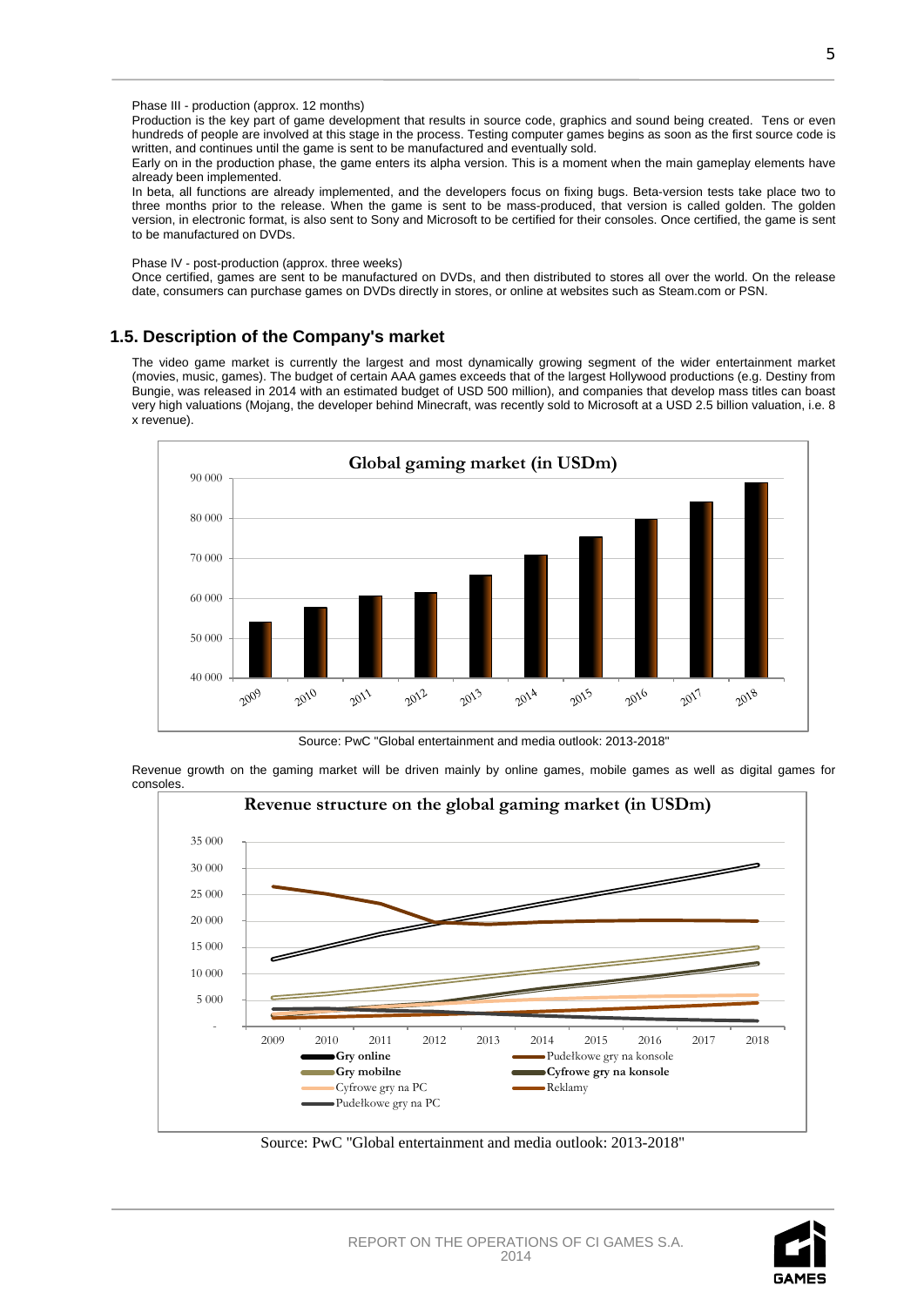Phase III - production (approx. 12 months)

Production is the key part of game development that results in source code, graphics and sound being created. Tens or even hundreds of people are involved at this stage in the process. Testing computer games begins as soon as the first source code is written, and continues until the game is sent to be manufactured and eventually sold.

Early on in the production phase, the game enters its alpha version. This is a moment when the main gameplay elements have already been implemented.

In beta, all functions are already implemented, and the developers focus on fixing bugs. Beta-version tests take place two to three months prior to the release. When the game is sent to be mass-produced, that version is called golden. The golden version, in electronic format, is also sent to Sony and Microsoft to be certified for their consoles. Once certified, the game is sent to be manufactured on DVDs.

Phase IV - post-production (approx. three weeks)

Once certified, games are sent to be manufactured on DVDs, and then distributed to stores all over the world. On the release date, consumers can purchase games on DVDs directly in stores, or online at websites such as Steam.com or PSN.

## 1.5. Description of the Company's market

The video game market is currently the largest and most dynamically growing segment of the wider entertainment market (movies, music, games). The budget of certain AAA games exceeds that of the largest Hollywood productions (e.g. Destiny from Bungie, was released in 2014 with an estimated budget of USD 500 million), and companies that develop mass titles can boast very high valuations (Mojang, the developer behind Minecraft, was recently sold to Microsoft at a USD 2.5 billion valuation, i.e. 8 x revenue).

**Global gaming market (in USDm)**

Source: PwC "Global entertainment and media outlook: 2013-2018"

Revenue growth on the gaming market will be driven mainly by online games, mobile games as well as digital games for consoles.

**Revenue structure on the global gaming market (in USDm)**

Legend: Gry online; Pudełkowe gry na konsole; Gry mobilne; Cyfrowe gry na konsole; Cyfrowe gry na PC; Reklamy; Pudełkowe gry na PC

Source: PwC "Global entertainment and media outlook: 2013-2018"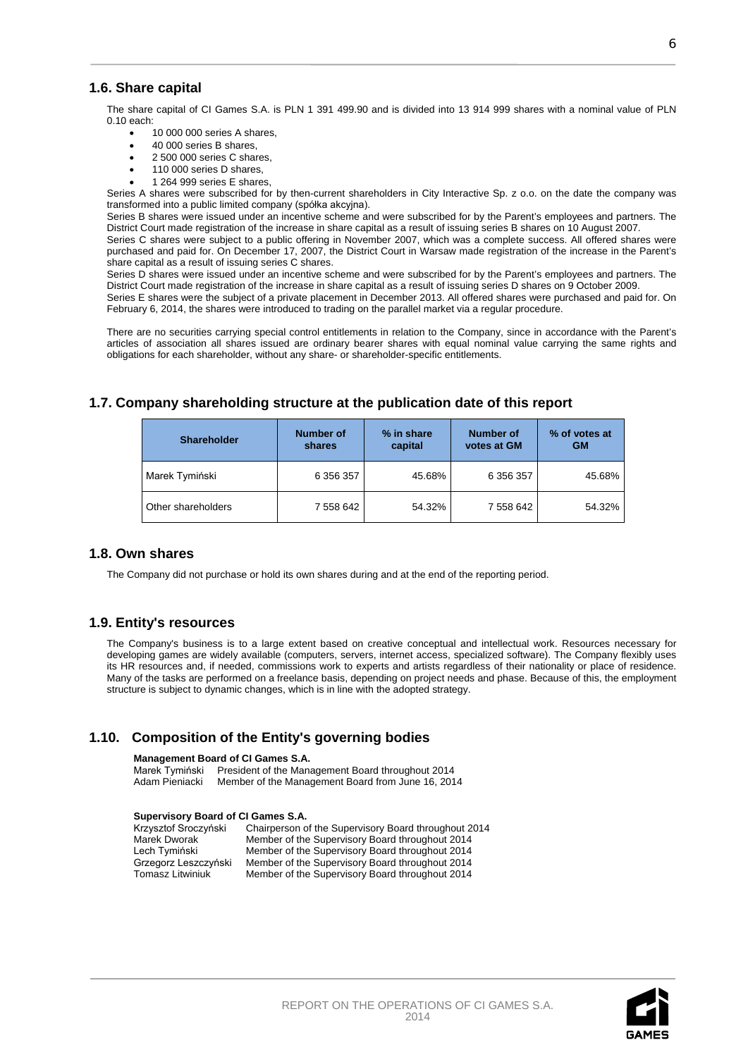## 1.6. Share capital

The share capital of CI Games S.A. is PLN 1 391 499.90 and is divided into 13 914 999 shares with a nominal value of PLN 0.10 each:

- 10 000 000 series A shares,
- 40 000 series B shares,
- 2 500 000 series C shares,
- 110 000 series D shares,
- 1 264 999 series E shares,

Series A shares were subscribed for by then-current shareholders in City Interactive Sp. z o.o. on the date the company was transformed into a public limited company (spółka akcyjna).

Series B shares were issued under an incentive scheme and were subscribed for by the Parent's employees and partners. The District Court made registration of the increase in share capital as a result of issuing series B shares on 10 August 2007.

Series C shares were subject to a public offering in November 2007, which was a complete success. All offered shares were purchased and paid for. On December 17, 2007, the District Court in Warsaw made registration of the increase in the Parent's share capital as a result of issuing series C shares.

Series D shares were issued under an incentive scheme and were subscribed for by the Parent's employees and partners. The District Court made registration of the increase in share capital as a result of issuing series D shares on 9 October 2009.

Series E shares were the subject of a private placement in December 2013. All offered shares were purchased and paid for. On February 6, 2014, the shares were introduced to trading on the parallel market via a regular procedure.

There are no securities carrying special control entitlements in relation to the Company, since in accordance with the Parent's articles of association all shares issued are ordinary bearer shares with equal nominal value carrying the same rights and obligations for each shareholder, without any share- or shareholder-specific entitlements.

## 1.7. Company shareholding structure at the publication date of this report

| Shareholder | Number of shares | % in share capital | Number of votes at GM | % of votes at GM |
|---|---|---|---|---|
| Marek Tymiński | 6 356 357 | 45.68% | 6 356 357 | 45.68% |
| Other shareholders | 7 558 642 | 54.32% | 7 558 642 | 54.32% |

## 1.8. Own shares

The Company did not purchase or hold its own shares during and at the end of the reporting period.

## 1.9. Entity's resources

The Company's business is to a large extent based on creative conceptual and intellectual work. Resources necessary for developing games are widely available (computers, servers, internet access, specialized software). The Company flexibly uses its HR resources and, if needed, commissions work to experts and artists regardless of their nationality or place of residence. Many of the tasks are performed on a freelance basis, depending on project needs and phase. Because of this, the employment structure is subject to dynamic changes, which is in line with the adopted strategy.

## 1.10. Composition of the Entity's governing bodies

**Management Board of CI Games S.A.**

| | |
|---|---|
| Marek Tymiński | President of the Management Board throughout 2014 |
| Adam Pieniacki | Member of the Management Board from June 16, 2014 |

**Supervisory Board of CI Games S.A.**

| | |
|---|---|
| Krzysztof Sroczyński | Chairperson of the Supervisory Board throughout 2014 |
| Marek Dworak | Member of the Supervisory Board throughout 2014 |
| Lech Tymiński | Member of the Supervisory Board throughout 2014 |
| Grzegorz Leszczyński | Member of the Supervisory Board throughout 2014 |
| Tomasz Litwiniuk | Member of the Supervisory Board throughout 2014 |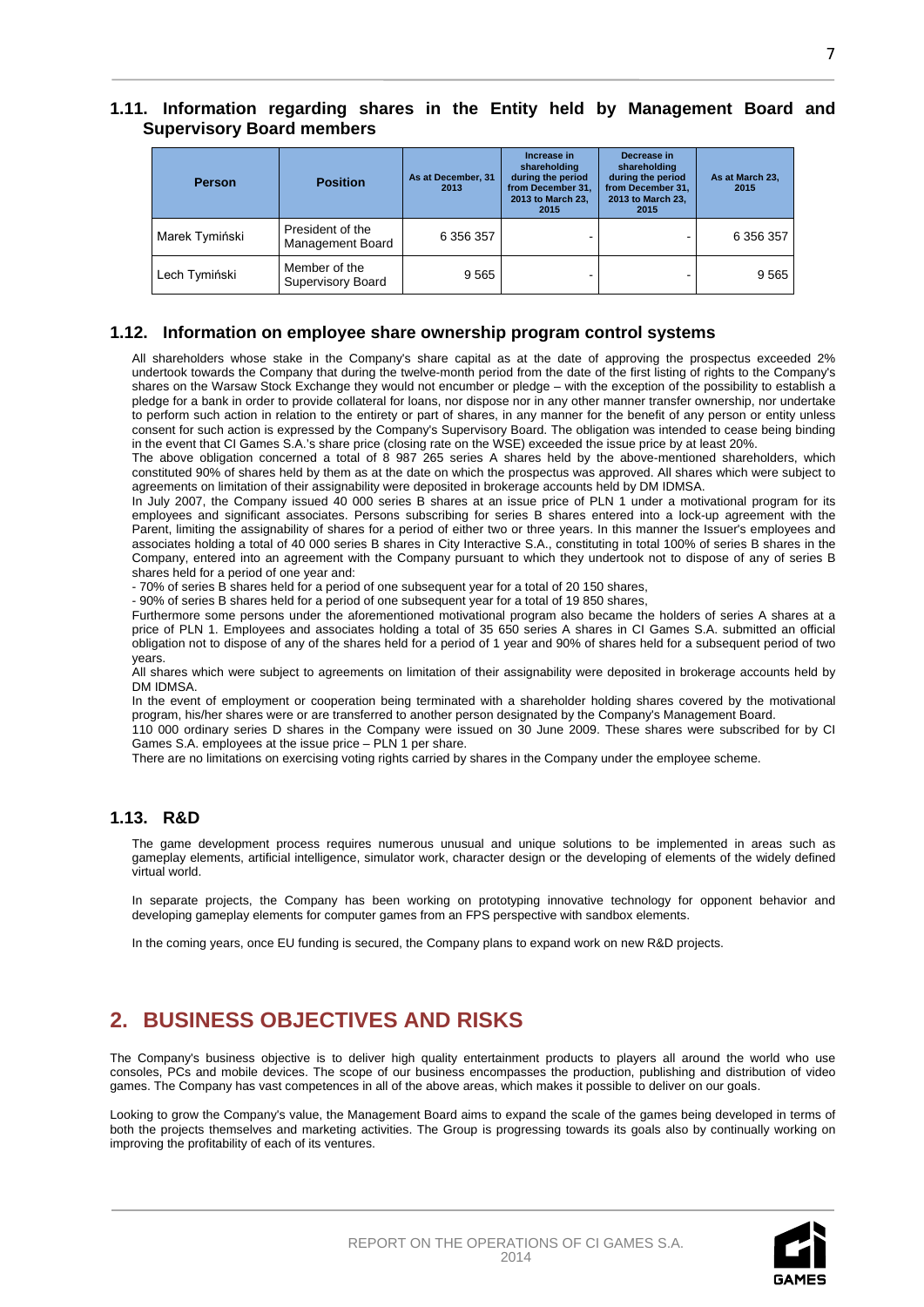### 1.11. Information regarding shares in the Entity held by Management Board and Supervisory Board members

| Person | Position | As at December, 31 2013 | Increase in shareholding during the period from December 31, 2013 to March 23, 2015 | Decrease in shareholding during the period from December 31, 2013 to March 23, 2015 | As at March 23, 2015 |
|---|---|---|---|---|---|
| Marek Tymiński | President of the Management Board | 6 356 357 | - | - | 6 356 357 |
| Lech Tymiński | Member of the Supervisory Board | 9 565 | - | - | 9 565 |

### 1.12. Information on employee share ownership program control systems

All shareholders whose stake in the Company's share capital as at the date of approving the prospectus exceeded 2% undertook towards the Company that during the twelve-month period from the date of the first listing of rights to the Company's shares on the Warsaw Stock Exchange they would not encumber or pledge – with the exception of the possibility to establish a pledge for a bank in order to provide collateral for loans, nor dispose nor in any other manner transfer ownership, nor undertake to perform such action in relation to the entirety or part of shares, in any manner for the benefit of any person or entity unless consent for such action is expressed by the Company's Supervisory Board. The obligation was intended to cease being binding in the event that CI Games S.A.'s share price (closing rate on the WSE) exceeded the issue price by at least 20%.
The above obligation concerned a total of 8 987 265 series A shares held by the above-mentioned shareholders, which constituted 90% of shares held by them as at the date on which the prospectus was approved. All shares which were subject to agreements on limitation of their assignability were deposited in brokerage accounts held by DM IDMSA.
In July 2007, the Company issued 40 000 series B shares at an issue price of PLN 1 under a motivational program for its employees and significant associates. Persons subscribing for series B shares entered into a lock-up agreement with the Parent, limiting the assignability of shares for a period of either two or three years. In this manner the Issuer's employees and associates holding a total of 40 000 series B shares in City Interactive S.A., constituting in total 100% of series B shares in the Company, entered into an agreement with the Company pursuant to which they undertook not to dispose of any of series B shares held for a period of one year and:
- 70% of series B shares held for a period of one subsequent year for a total of 20 150 shares,
- 90% of series B shares held for a period of one subsequent year for a total of 19 850 shares,
Furthermore some persons under the aforementioned motivational program also became the holders of series A shares at a price of PLN 1. Employees and associates holding a total of 35 650 series A shares in CI Games S.A. submitted an official obligation not to dispose of any of the shares held for a period of 1 year and 90% of shares held for a subsequent period of two years.
All shares which were subject to agreements on limitation of their assignability were deposited in brokerage accounts held by DM IDMSA.
In the event of employment or cooperation being terminated with a shareholder holding shares covered by the motivational program, his/her shares were or are transferred to another person designated by the Company's Management Board.
110 000 ordinary series D shares in the Company were issued on 30 June 2009. These shares were subscribed for by CI Games S.A. employees at the issue price – PLN 1 per share.
There are no limitations on exercising voting rights carried by shares in the Company under the employee scheme.

### 1.13. R&D

The game development process requires numerous unusual and unique solutions to be implemented in areas such as gameplay elements, artificial intelligence, simulator work, character design or the developing of elements of the widely defined virtual world.

In separate projects, the Company has been working on prototyping innovative technology for opponent behavior and developing gameplay elements for computer games from an FPS perspective with sandbox elements.

In the coming years, once EU funding is secured, the Company plans to expand work on new R&D projects.

# 2. BUSINESS OBJECTIVES AND RISKS

The Company's business objective is to deliver high quality entertainment products to players all around the world who use consoles, PCs and mobile devices. The scope of our business encompasses the production, publishing and distribution of video games. The Company has vast competences in all of the above areas, which makes it possible to deliver on our goals.

Looking to grow the Company's value, the Management Board aims to expand the scale of the games being developed in terms of both the projects themselves and marketing activities. The Group is progressing towards its goals also by continually working on improving the profitability of each of its ventures.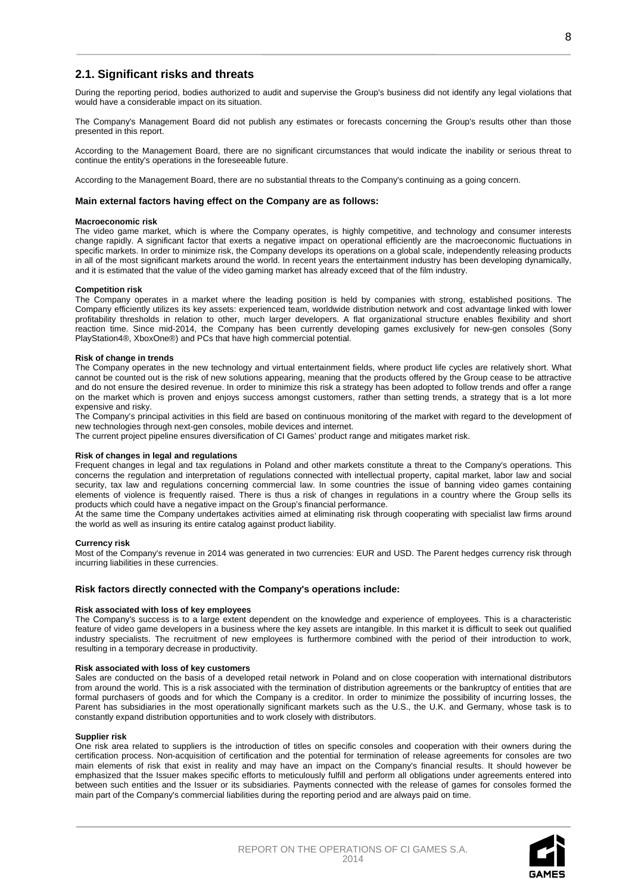## 2.1. Significant risks and threats

During the reporting period, bodies authorized to audit and supervise the Group's business did not identify any legal violations that would have a considerable impact on its situation.

The Company's Management Board did not publish any estimates or forecasts concerning the Group's results other than those presented in this report.

According to the Management Board, there are no significant circumstances that would indicate the inability or serious threat to continue the entity's operations in the foreseeable future.

According to the Management Board, there are no substantial threats to the Company's continuing as a going concern.

### Main external factors having effect on the Company are as follows:

**Macroeconomic risk**
The video game market, which is where the Company operates, is highly competitive, and technology and consumer interests change rapidly. A significant factor that exerts a negative impact on operational efficiently are the macroeconomic fluctuations in specific markets. In order to minimize risk, the Company develops its operations on a global scale, independently releasing products in all of the most significant markets around the world. In recent years the entertainment industry has been developing dynamically, and it is estimated that the value of the video gaming market has already exceed that of the film industry.

**Competition risk**
The Company operates in a market where the leading position is held by companies with strong, established positions. The Company efficiently utilizes its key assets: experienced team, worldwide distribution network and cost advantage linked with lower profitability thresholds in relation to other, much larger developers. A flat organizational structure enables flexibility and short reaction time. Since mid-2014, the Company has been currently developing games exclusively for new-gen consoles (Sony PlayStation4®, XboxOne®) and PCs that have high commercial potential.

**Risk of change in trends**
The Company operates in the new technology and virtual entertainment fields, where product life cycles are relatively short. What cannot be counted out is the risk of new solutions appearing, meaning that the products offered by the Group cease to be attractive and do not ensure the desired revenue. In order to minimize this risk a strategy has been adopted to follow trends and offer a range on the market which is proven and enjoys success amongst customers, rather than setting trends, a strategy that is a lot more expensive and risky.
The Company's principal activities in this field are based on continuous monitoring of the market with regard to the development of new technologies through next-gen consoles, mobile devices and internet.
The current project pipeline ensures diversification of CI Games' product range and mitigates market risk.

**Risk of changes in legal and regulations**
Frequent changes in legal and tax regulations in Poland and other markets constitute a threat to the Company's operations. This concerns the regulation and interpretation of regulations connected with intellectual property, capital market, labor law and social security, tax law and regulations concerning commercial law. In some countries the issue of banning video games containing elements of violence is frequently raised. There is thus a risk of changes in regulations in a country where the Group sells its products which could have a negative impact on the Group's financial performance.
At the same time the Company undertakes activities aimed at eliminating risk through cooperating with specialist law firms around the world as well as insuring its entire catalog against product liability.

**Currency risk**
Most of the Company's revenue in 2014 was generated in two currencies: EUR and USD. The Parent hedges currency risk through incurring liabilities in these currencies.

### Risk factors directly connected with the Company's operations include:

**Risk associated with loss of key employees**
The Company's success is to a large extent dependent on the knowledge and experience of employees. This is a characteristic feature of video game developers in a business where the key assets are intangible. In this market it is difficult to seek out qualified industry specialists. The recruitment of new employees is furthermore combined with the period of their introduction to work, resulting in a temporary decrease in productivity.

**Risk associated with loss of key customers**
Sales are conducted on the basis of a developed retail network in Poland and on close cooperation with international distributors from around the world. This is a risk associated with the termination of distribution agreements or the bankruptcy of entities that are formal purchasers of goods and for which the Company is a creditor. In order to minimize the possibility of incurring losses, the Parent has subsidiaries in the most operationally significant markets such as the U.S., the U.K. and Germany, whose task is to constantly expand distribution opportunities and to work closely with distributors.

**Supplier risk**
One risk area related to suppliers is the introduction of titles on specific consoles and cooperation with their owners during the certification process. Non-acquisition of certification and the potential for termination of release agreements for consoles are two main elements of risk that exist in reality and may have an impact on the Company's financial results. It should however be emphasized that the Issuer makes specific efforts to meticulously fulfill and perform all obligations under agreements entered into between such entities and the Issuer or its subsidiaries. Payments connected with the release of games for consoles formed the main part of the Company's commercial liabilities during the reporting period and are always paid on time.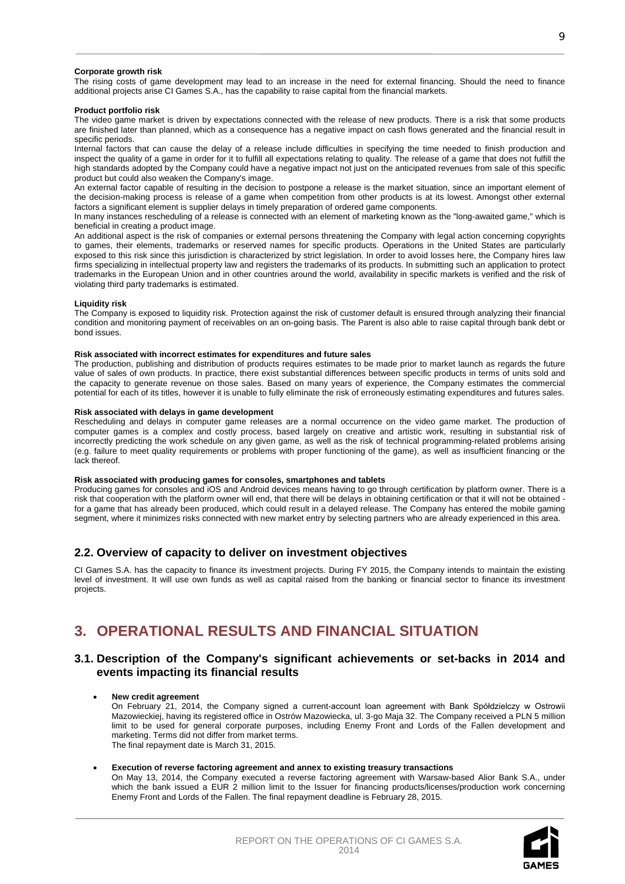**Corporate growth risk**

The rising costs of game development may lead to an increase in the need for external financing. Should the need to finance additional projects arise CI Games S.A., has the capability to raise capital from the financial markets.

**Product portfolio risk**

The video game market is driven by expectations connected with the release of new products. There is a risk that some products are finished later than planned, which as a consequence has a negative impact on cash flows generated and the financial result in specific periods.

Internal factors that can cause the delay of a release include difficulties in specifying the time needed to finish production and inspect the quality of a game in order for it to fulfill all expectations relating to quality. The release of a game that does not fulfill the high standards adopted by the Company could have a negative impact not just on the anticipated revenues from sale of this specific product but could also weaken the Company's image.

An external factor capable of resulting in the decision to postpone a release is the market situation, since an important element of the decision-making process is release of a game when competition from other products is at its lowest. Amongst other external factors a significant element is supplier delays in timely preparation of ordered game components.

In many instances rescheduling of a release is connected with an element of marketing known as the "long-awaited game," which is beneficial in creating a product image.

An additional aspect is the risk of companies or external persons threatening the Company with legal action concerning copyrights to games, their elements, trademarks or reserved names for specific products. Operations in the United States are particularly exposed to this risk since this jurisdiction is characterized by strict legislation. In order to avoid losses here, the Company hires law firms specializing in intellectual property law and registers the trademarks of its products. In submitting such an application to protect trademarks in the European Union and in other countries around the world, availability in specific markets is verified and the risk of violating third party trademarks is estimated.

**Liquidity risk**

The Company is exposed to liquidity risk. Protection against the risk of customer default is ensured through analyzing their financial condition and monitoring payment of receivables on an on-going basis. The Parent is also able to raise capital through bank debt or bond issues.

**Risk associated with incorrect estimates for expenditures and future sales**

The production, publishing and distribution of products requires estimates to be made prior to market launch as regards the future value of sales of own products. In practice, there exist substantial differences between specific products in terms of units sold and the capacity to generate revenue on those sales. Based on many years of experience, the Company estimates the commercial potential for each of its titles, however it is unable to fully eliminate the risk of erroneously estimating expenditures and futures sales.

**Risk associated with delays in game development**

Rescheduling and delays in computer game releases are a normal occurrence on the video game market. The production of computer games is a complex and costly process, based largely on creative and artistic work, resulting in substantial risk of incorrectly predicting the work schedule on any given game, as well as the risk of technical programming-related problems arising (e.g. failure to meet quality requirements or problems with proper functioning of the game), as well as insufficient financing or the lack thereof.

**Risk associated with producing games for consoles, smartphones and tablets**

Producing games for consoles and iOS and Android devices means having to go through certification by platform owner. There is a risk that cooperation with the platform owner will end, that there will be delays in obtaining certification or that it will not be obtained - for a game that has already been produced, which could result in a delayed release. The Company has entered the mobile gaming segment, where it minimizes risks connected with new market entry by selecting partners who are already experienced in this area.

## 2.2. Overview of capacity to deliver on investment objectives

CI Games S.A. has the capacity to finance its investment projects. During FY 2015, the Company intends to maintain the existing level of investment. It will use own funds as well as capital raised from the banking or financial sector to finance its investment projects.

# 3. OPERATIONAL RESULTS AND FINANCIAL SITUATION

## 3.1. Description of the Company's significant achievements or set-backs in 2014 and events impacting its financial results

- **New credit agreement**
  On February 21, 2014, the Company signed a current-account loan agreement with Bank Spółdzielczy w Ostrowii Mazowieckiej, having its registered office in Ostrów Mazowiecka, ul. 3-go Maja 32. The Company received a PLN 5 million limit to be used for general corporate purposes, including Enemy Front and Lords of the Fallen development and marketing. Terms did not differ from market terms.
  The final repayment date is March 31, 2015.

- **Execution of reverse factoring agreement and annex to existing treasury transactions**
  On May 13, 2014, the Company executed a reverse factoring agreement with Warsaw-based Alior Bank S.A., under which the bank issued a EUR 2 million limit to the Issuer for financing products/licenses/production work concerning Enemy Front and Lords of the Fallen. The final repayment deadline is February 28, 2015.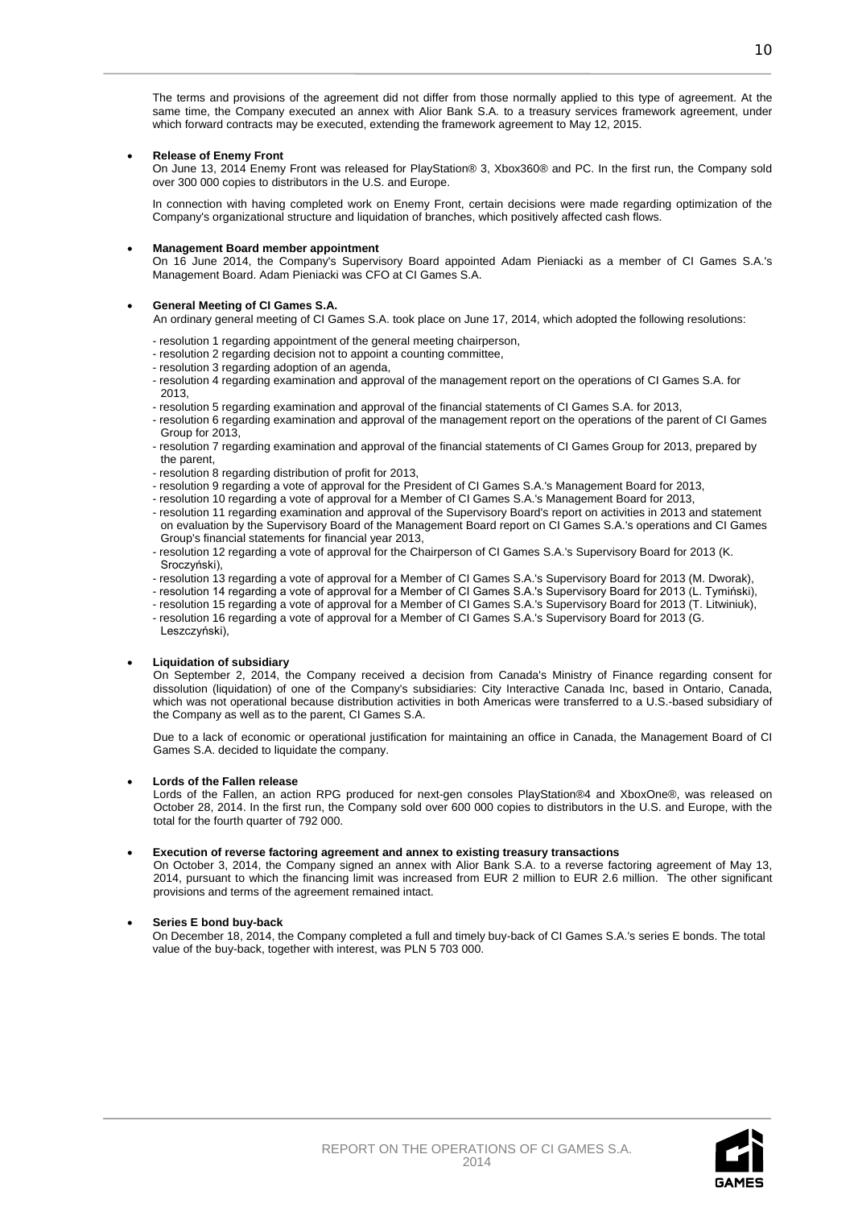The terms and provisions of the agreement did not differ from those normally applied to this type of agreement. At the same time, the Company executed an annex with Alior Bank S.A. to a treasury services framework agreement, under which forward contracts may be executed, extending the framework agreement to May 12, 2015.

- **Release of Enemy Front**

  On June 13, 2014 Enemy Front was released for PlayStation® 3, Xbox360® and PC. In the first run, the Company sold over 300 000 copies to distributors in the U.S. and Europe.

  In connection with having completed work on Enemy Front, certain decisions were made regarding optimization of the Company's organizational structure and liquidation of branches, which positively affected cash flows.

- **Management Board member appointment**

  On 16 June 2014, the Company's Supervisory Board appointed Adam Pieniacki as a member of CI Games S.A.'s Management Board. Adam Pieniacki was CFO at CI Games S.A.

- **General Meeting of CI Games S.A.**

  An ordinary general meeting of CI Games S.A. took place on June 17, 2014, which adopted the following resolutions:

  - resolution 1 regarding appointment of the general meeting chairperson,
  - resolution 2 regarding decision not to appoint a counting committee,
  - resolution 3 regarding adoption of an agenda,
  - resolution 4 regarding examination and approval of the management report on the operations of CI Games S.A. for 2013,
  - resolution 5 regarding examination and approval of the financial statements of CI Games S.A. for 2013,
  - resolution 6 regarding examination and approval of the management report on the operations of the parent of CI Games Group for 2013,
  - resolution 7 regarding examination and approval of the financial statements of CI Games Group for 2013, prepared by the parent,
  - resolution 8 regarding distribution of profit for 2013,
  - resolution 9 regarding a vote of approval for the President of CI Games S.A.'s Management Board for 2013,
  - resolution 10 regarding a vote of approval for a Member of CI Games S.A.'s Management Board for 2013,
  - resolution 11 regarding examination and approval of the Supervisory Board's report on activities in 2013 and statement on evaluation by the Supervisory Board of the Management Board report on CI Games S.A.'s operations and CI Games Group's financial statements for financial year 2013,
  - resolution 12 regarding a vote of approval for the Chairperson of CI Games S.A.'s Supervisory Board for 2013 (K. Sroczyński),
  - resolution 13 regarding a vote of approval for a Member of CI Games S.A.'s Supervisory Board for 2013 (M. Dworak),
  - resolution 14 regarding a vote of approval for a Member of CI Games S.A.'s Supervisory Board for 2013 (L. Tymiński),
  - resolution 15 regarding a vote of approval for a Member of CI Games S.A.'s Supervisory Board for 2013 (T. Litwiniuk),
  - resolution 16 regarding a vote of approval for a Member of CI Games S.A.'s Supervisory Board for 2013 (G. Leszczyński),

- **Liquidation of subsidiary**

  On September 2, 2014, the Company received a decision from Canada's Ministry of Finance regarding consent for dissolution (liquidation) of one of the Company's subsidiaries: City Interactive Canada Inc, based in Ontario, Canada, which was not operational because distribution activities in both Americas were transferred to a U.S.-based subsidiary of the Company as well as to the parent, CI Games S.A.

  Due to a lack of economic or operational justification for maintaining an office in Canada, the Management Board of CI Games S.A. decided to liquidate the company.

- **Lords of the Fallen release**

  Lords of the Fallen, an action RPG produced for next-gen consoles PlayStation®4 and XboxOne®, was released on October 28, 2014. In the first run, the Company sold over 600 000 copies to distributors in the U.S. and Europe, with the total for the fourth quarter of 792 000.

- **Execution of reverse factoring agreement and annex to existing treasury transactions**

  On October 3, 2014, the Company signed an annex with Alior Bank S.A. to a reverse factoring agreement of May 13, 2014, pursuant to which the financing limit was increased from EUR 2 million to EUR 2.6 million. The other significant provisions and terms of the agreement remained intact.

- **Series E bond buy-back**

  On December 18, 2014, the Company completed a full and timely buy-back of CI Games S.A.'s series E bonds. The total value of the buy-back, together with interest, was PLN 5 703 000.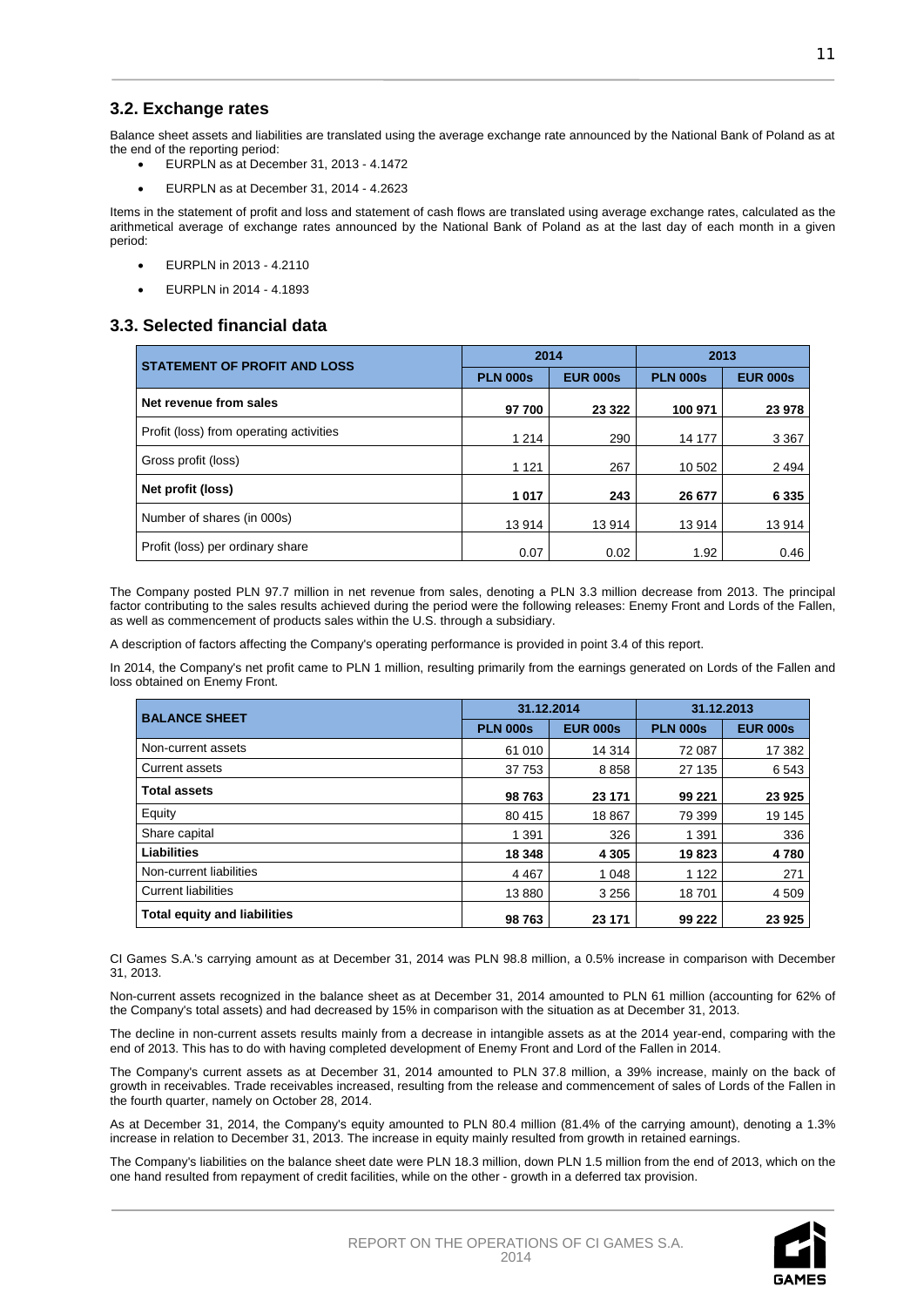## 3.2. Exchange rates

Balance sheet assets and liabilities are translated using the average exchange rate announced by the National Bank of Poland as at the end of the reporting period:

- EURPLN as at December 31, 2013 - 4.1472
- EURPLN as at December 31, 2014 - 4.2623

Items in the statement of profit and loss and statement of cash flows are translated using average exchange rates, calculated as the arithmetical average of exchange rates announced by the National Bank of Poland as at the last day of each month in a given period:

- EURPLN in 2013 - 4.2110
- EURPLN in 2014 - 4.1893

## 3.3. Selected financial data

| STATEMENT OF PROFIT AND LOSS | 2014 | | 2013 | |
|---|---|---|---|---|
| | PLN 000s | EUR 000s | PLN 000s | EUR 000s |
| **Net revenue from sales** | **97 700** | **23 322** | **100 971** | **23 978** |
| Profit (loss) from operating activities | 1 214 | 290 | 14 177 | 3 367 |
| Gross profit (loss) | 1 121 | 267 | 10 502 | 2 494 |
| **Net profit (loss)** | **1 017** | **243** | **26 677** | **6 335** |
| Number of shares (in 000s) | 13 914 | 13 914 | 13 914 | 13 914 |
| Profit (loss) per ordinary share | 0.07 | 0.02 | 1.92 | 0.46 |

The Company posted PLN 97.7 million in net revenue from sales, denoting a PLN 3.3 million decrease from 2013. The principal factor contributing to the sales results achieved during the period were the following releases: Enemy Front and Lords of the Fallen, as well as commencement of products sales within the U.S. through a subsidiary.

A description of factors affecting the Company's operating performance is provided in point 3.4 of this report.

In 2014, the Company's net profit came to PLN 1 million, resulting primarily from the earnings generated on Lords of the Fallen and loss obtained on Enemy Front.

| BALANCE SHEET | 31.12.2014 | | 31.12.2013 | |
|---|---|---|---|---|
| | PLN 000s | EUR 000s | PLN 000s | EUR 000s |
| Non-current assets | 61 010 | 14 314 | 72 087 | 17 382 |
| Current assets | 37 753 | 8 858 | 27 135 | 6 543 |
| **Total assets** | **98 763** | **23 171** | **99 221** | **23 925** |
| Equity | 80 415 | 18 867 | 79 399 | 19 145 |
| Share capital | 1 391 | 326 | 1 391 | 336 |
| **Liabilities** | **18 348** | **4 305** | **19 823** | **4 780** |
| Non-current liabilities | 4 467 | 1 048 | 1 122 | 271 |
| Current liabilities | 13 880 | 3 256 | 18 701 | 4 509 |
| **Total equity and liabilities** | **98 763** | **23 171** | **99 222** | **23 925** |

CI Games S.A.'s carrying amount as at December 31, 2014 was PLN 98.8 million, a 0.5% increase in comparison with December 31, 2013.

Non-current assets recognized in the balance sheet as at December 31, 2014 amounted to PLN 61 million (accounting for 62% of the Company's total assets) and had decreased by 15% in comparison with the situation as at December 31, 2013.

The decline in non-current assets results mainly from a decrease in intangible assets as at the 2014 year-end, comparing with the end of 2013. This has to do with having completed development of Enemy Front and Lord of the Fallen in 2014.

The Company's current assets as at December 31, 2014 amounted to PLN 37.8 million, a 39% increase, mainly on the back of growth in receivables. Trade receivables increased, resulting from the release and commencement of sales of Lords of the Fallen in the fourth quarter, namely on October 28, 2014.

As at December 31, 2014, the Company's equity amounted to PLN 80.4 million (81.4% of the carrying amount), denoting a 1.3% increase in relation to December 31, 2013. The increase in equity mainly resulted from growth in retained earnings.

The Company's liabilities on the balance sheet date were PLN 18.3 million, down PLN 1.5 million from the end of 2013, which on the one hand resulted from repayment of credit facilities, while on the other - growth in a deferred tax provision.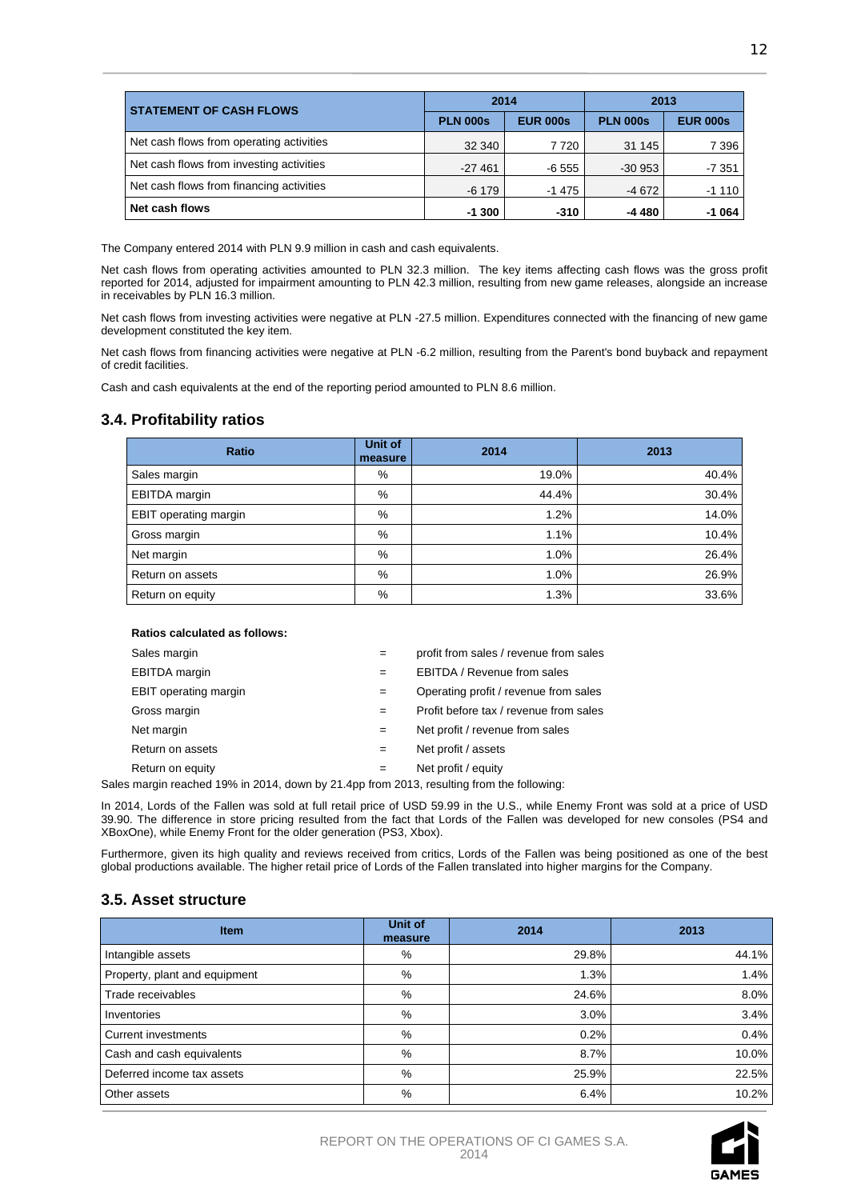| STATEMENT OF CASH FLOWS | 2014 | | 2013 | |
|---|---|---|---|---|
| | PLN 000s | EUR 000s | PLN 000s | EUR 000s |
| Net cash flows from operating activities | 32 340 | 7 720 | 31 145 | 7 396 |
| Net cash flows from investing activities | -27 461 | -6 555 | -30 953 | -7 351 |
| Net cash flows from financing activities | -6 179 | -1 475 | -4 672 | -1 110 |
| **Net cash flows** | **-1 300** | **-310** | **-4 480** | **-1 064** |

The Company entered 2014 with PLN 9.9 million in cash and cash equivalents.

Net cash flows from operating activities amounted to PLN 32.3 million. The key items affecting cash flows was the gross profit reported for 2014, adjusted for impairment amounting to PLN 42.3 million, resulting from new game releases, alongside an increase in receivables by PLN 16.3 million.

Net cash flows from investing activities were negative at PLN -27.5 million. Expenditures connected with the financing of new game development constituted the key item.

Net cash flows from financing activities were negative at PLN -6.2 million, resulting from the Parent's bond buyback and repayment of credit facilities.

Cash and cash equivalents at the end of the reporting period amounted to PLN 8.6 million.

## 3.4. Profitability ratios

| Ratio | Unit of measure | 2014 | 2013 |
|---|---|---|---|
| Sales margin | % | 19.0% | 40.4% |
| EBITDA margin | % | 44.4% | 30.4% |
| EBIT operating margin | % | 1.2% | 14.0% |
| Gross margin | % | 1.1% | 10.4% |
| Net margin | % | 1.0% | 26.4% |
| Return on assets | % | 1.0% | 26.9% |
| Return on equity | % | 1.3% | 33.6% |

**Ratios calculated as follows:**

| | | |
|---|---|---|
| Sales margin | = | profit from sales / revenue from sales |
| EBITDA margin | = | EBITDA / Revenue from sales |
| EBIT operating margin | = | Operating profit / revenue from sales |
| Gross margin | = | Profit before tax / revenue from sales |
| Net margin | = | Net profit / revenue from sales |
| Return on assets | = | Net profit / assets |
| Return on equity | = | Net profit / equity |

Sales margin reached 19% in 2014, down by 21.4pp from 2013, resulting from the following:

In 2014, Lords of the Fallen was sold at full retail price of USD 59.99 in the U.S., while Enemy Front was sold at a price of USD 39.90. The difference in store pricing resulted from the fact that Lords of the Fallen was developed for new consoles (PS4 and XBoxOne), while Enemy Front for the older generation (PS3, Xbox).

Furthermore, given its high quality and reviews received from critics, Lords of the Fallen was being positioned as one of the best global productions available. The higher retail price of Lords of the Fallen translated into higher margins for the Company.

## 3.5. Asset structure

| Item | Unit of measure | 2014 | 2013 |
|---|---|---|---|
| Intangible assets | % | 29.8% | 44.1% |
| Property, plant and equipment | % | 1.3% | 1.4% |
| Trade receivables | % | 24.6% | 8.0% |
| Inventories | % | 3.0% | 3.4% |
| Current investments | % | 0.2% | 0.4% |
| Cash and cash equivalents | % | 8.7% | 10.0% |
| Deferred income tax assets | % | 25.9% | 22.5% |
| Other assets | % | 6.4% | 10.2% |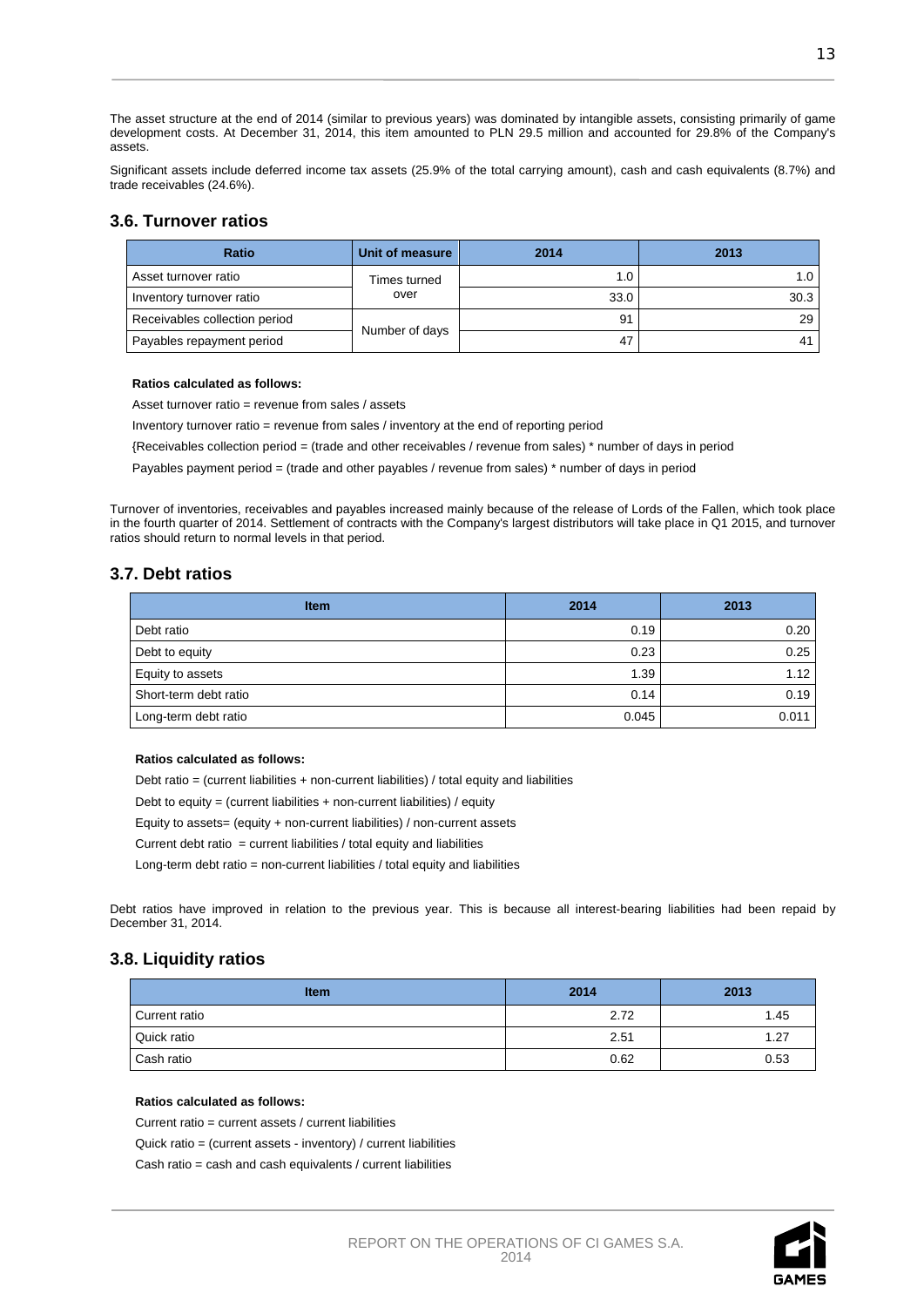The asset structure at the end of 2014 (similar to previous years) was dominated by intangible assets, consisting primarily of game development costs. At December 31, 2014, this item amounted to PLN 29.5 million and accounted for 29.8% of the Company's assets.

Significant assets include deferred income tax assets (25.9% of the total carrying amount), cash and cash equivalents (8.7%) and trade receivables (24.6%).

## 3.6. Turnover ratios

| Ratio | Unit of measure | 2014 | 2013 |
|---|---|---|---|
| Asset turnover ratio | Times turned over | 1.0 | 1.0 |
| Inventory turnover ratio | | 33.0 | 30.3 |
| Receivables collection period | Number of days | 91 | 29 |
| Payables repayment period | | 47 | 41 |

**Ratios calculated as follows:**

Asset turnover ratio = revenue from sales / assets

Inventory turnover ratio = revenue from sales / inventory at the end of reporting period

{Receivables collection period = (trade and other receivables / revenue from sales) * number of days in period

Payables payment period = (trade and other payables / revenue from sales) * number of days in period

Turnover of inventories, receivables and payables increased mainly because of the release of Lords of the Fallen, which took place in the fourth quarter of 2014. Settlement of contracts with the Company's largest distributors will take place in Q1 2015, and turnover ratios should return to normal levels in that period.

## 3.7. Debt ratios

| Item | 2014 | 2013 |
|---|---|---|
| Debt ratio | 0.19 | 0.20 |
| Debt to equity | 0.23 | 0.25 |
| Equity to assets | 1.39 | 1.12 |
| Short-term debt ratio | 0.14 | 0.19 |
| Long-term debt ratio | 0.045 | 0.011 |

**Ratios calculated as follows:**

Debt ratio = (current liabilities + non-current liabilities) / total equity and liabilities

Debt to equity = (current liabilities + non-current liabilities) / equity

Equity to assets= (equity + non-current liabilities) / non-current assets

Current debt ratio = current liabilities / total equity and liabilities

Long-term debt ratio = non-current liabilities / total equity and liabilities

Debt ratios have improved in relation to the previous year. This is because all interest-bearing liabilities had been repaid by December 31, 2014.

## 3.8. Liquidity ratios

| Item | 2014 | 2013 |
|---|---|---|
| Current ratio | 2.72 | 1.45 |
| Quick ratio | 2.51 | 1.27 |
| Cash ratio | 0.62 | 0.53 |

**Ratios calculated as follows:**

Current ratio = current assets / current liabilities

Quick ratio = (current assets - inventory) / current liabilities

Cash ratio = cash and cash equivalents / current liabilities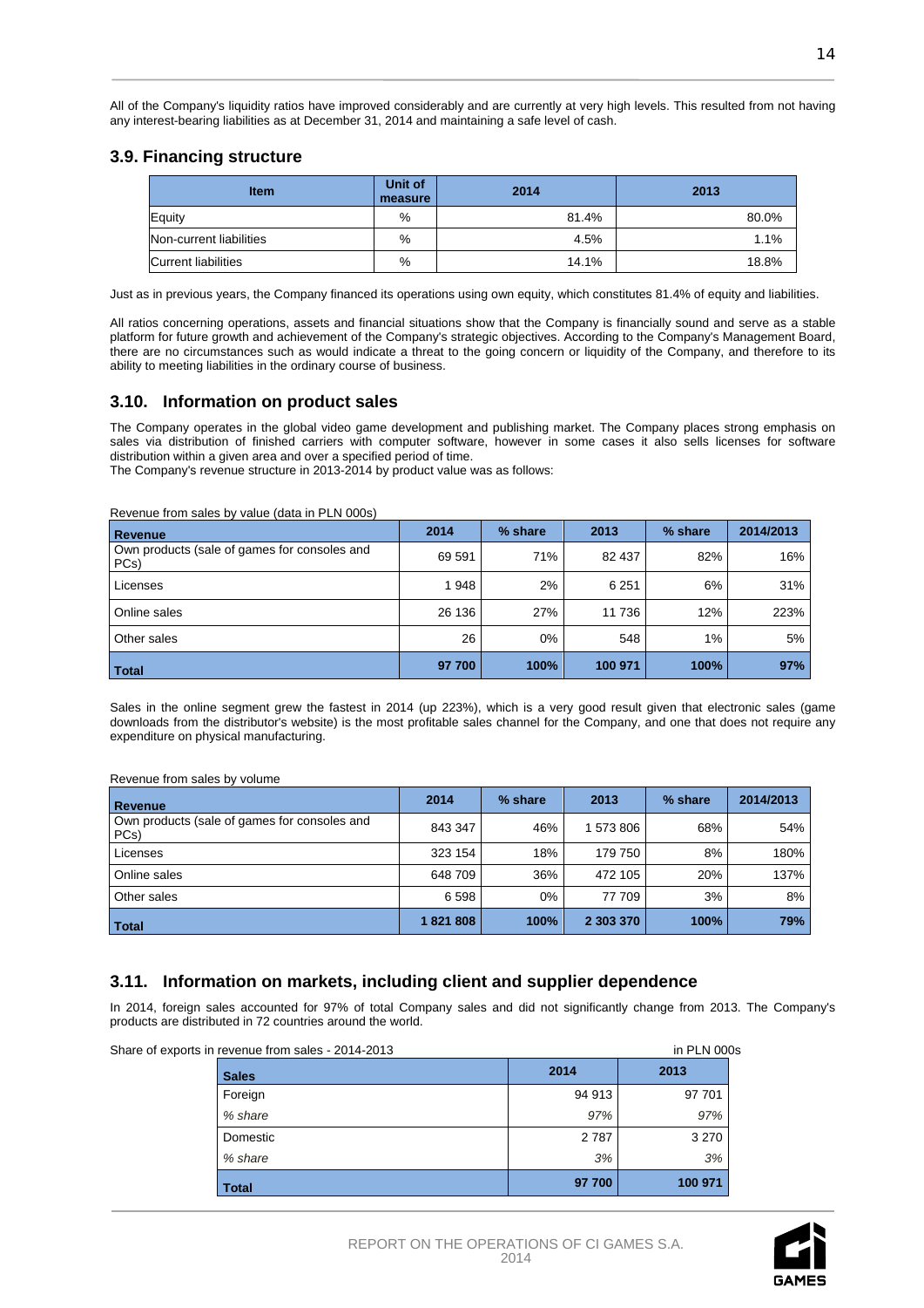All of the Company's liquidity ratios have improved considerably and are currently at very high levels. This resulted from not having any interest-bearing liabilities as at December 31, 2014 and maintaining a safe level of cash.

## 3.9. Financing structure

| Item | Unit of measure | 2014 | 2013 |
|---|---|---|---|
| Equity | % | 81.4% | 80.0% |
| Non-current liabilities | % | 4.5% | 1.1% |
| Current liabilities | % | 14.1% | 18.8% |

Just as in previous years, the Company financed its operations using own equity, which constitutes 81.4% of equity and liabilities.

All ratios concerning operations, assets and financial situations show that the Company is financially sound and serve as a stable platform for future growth and achievement of the Company's strategic objectives. According to the Company's Management Board, there are no circumstances such as would indicate a threat to the going concern or liquidity of the Company, and therefore to its ability to meeting liabilities in the ordinary course of business.

## 3.10. Information on product sales

The Company operates in the global video game development and publishing market. The Company places strong emphasis on sales via distribution of finished carriers with computer software, however in some cases it also sells licenses for software distribution within a given area and over a specified period of time.
The Company's revenue structure in 2013-2014 by product value was as follows:

Revenue from sales by value (data in PLN 000s)

| Revenue | 2014 | % share | 2013 | % share | 2014/2013 |
|---|---|---|---|---|---|
| Own products (sale of games for consoles and PCs) | 69 591 | 71% | 82 437 | 82% | 16% |
| Licenses | 1 948 | 2% | 6 251 | 6% | 31% |
| Online sales | 26 136 | 27% | 11 736 | 12% | 223% |
| Other sales | 26 | 0% | 548 | 1% | 5% |
| **Total** | **97 700** | **100%** | **100 971** | **100%** | **97%** |

Sales in the online segment grew the fastest in 2014 (up 223%), which is a very good result given that electronic sales (game downloads from the distributor's website) is the most profitable sales channel for the Company, and one that does not require any expenditure on physical manufacturing.

Revenue from sales by volume

| Revenue | 2014 | % share | 2013 | % share | 2014/2013 |
|---|---|---|---|---|---|
| Own products (sale of games for consoles and PCs) | 843 347 | 46% | 1 573 806 | 68% | 54% |
| Licenses | 323 154 | 18% | 179 750 | 8% | 180% |
| Online sales | 648 709 | 36% | 472 105 | 20% | 137% |
| Other sales | 6 598 | 0% | 77 709 | 3% | 8% |
| **Total** | **1 821 808** | **100%** | **2 303 370** | **100%** | **79%** |

## 3.11. Information on markets, including client and supplier dependence

In 2014, foreign sales accounted for 97% of total Company sales and did not significantly change from 2013. The Company's products are distributed in 72 countries around the world.

Share of exports in revenue from sales - 2014-2013 (in PLN 000s)

| Sales | 2014 | 2013 |
|---|---|---|
| Foreign | 94 913 | 97 701 |
| *% share* | *97%* | *97%* |
| Domestic | 2 787 | 3 270 |
| *% share* | *3%* | *3%* |
| **Total** | **97 700** | **100 971** |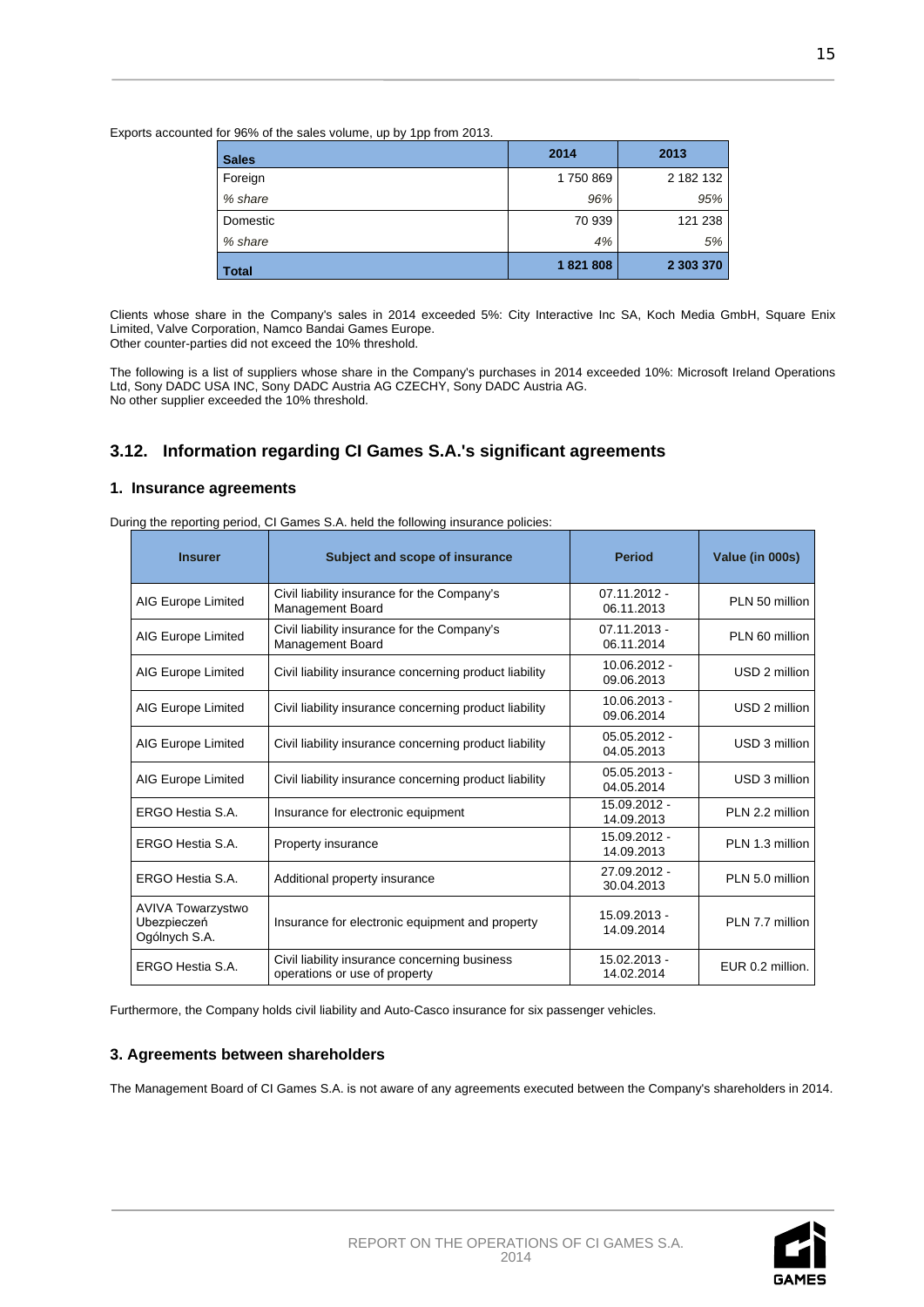Exports accounted for 96% of the sales volume, up by 1pp from 2013.

| Sales | 2014 | 2013 |
|---|---|---|
| Foreign | 1 750 869 | 2 182 132 |
| *% share* | *96%* | *95%* |
| Domestic | 70 939 | 121 238 |
| *% share* | *4%* | *5%* |
| **Total** | **1 821 808** | **2 303 370** |

Clients whose share in the Company's sales in 2014 exceeded 5%: City Interactive Inc SA, Koch Media GmbH, Square Enix Limited, Valve Corporation, Namco Bandai Games Europe.
Other counter-parties did not exceed the 10% threshold.

The following is a list of suppliers whose share in the Company's purchases in 2014 exceeded 10%: Microsoft Ireland Operations Ltd, Sony DADC USA INC, Sony DADC Austria AG CZECHY, Sony DADC Austria AG.
No other supplier exceeded the 10% threshold.

## 3.12. Information regarding CI Games S.A.'s significant agreements

### 1. Insurance agreements

During the reporting period, CI Games S.A. held the following insurance policies:

| Insurer | Subject and scope of insurance | Period | Value (in 000s) |
|---|---|---|---|
| AIG Europe Limited | Civil liability insurance for the Company's Management Board | 07.11.2012 - 06.11.2013 | PLN 50 million |
| AIG Europe Limited | Civil liability insurance for the Company's Management Board | 07.11.2013 - 06.11.2014 | PLN 60 million |
| AIG Europe Limited | Civil liability insurance concerning product liability | 10.06.2012 - 09.06.2013 | USD 2 million |
| AIG Europe Limited | Civil liability insurance concerning product liability | 10.06.2013 - 09.06.2014 | USD 2 million |
| AIG Europe Limited | Civil liability insurance concerning product liability | 05.05.2012 - 04.05.2013 | USD 3 million |
| AIG Europe Limited | Civil liability insurance concerning product liability | 05.05.2013 - 04.05.2014 | USD 3 million |
| ERGO Hestia S.A. | Insurance for electronic equipment | 15.09.2012 - 14.09.2013 | PLN 2.2 million |
| ERGO Hestia S.A. | Property insurance | 15.09.2012 - 14.09.2013 | PLN 1.3 million |
| ERGO Hestia S.A. | Additional property insurance | 27.09.2012 - 30.04.2013 | PLN 5.0 million |
| AVIVA Towarzystwo Ubezpieczeń Ogólnych S.A. | Insurance for electronic equipment and property | 15.09.2013 - 14.09.2014 | PLN 7.7 million |
| ERGO Hestia S.A. | Civil liability insurance concerning business operations or use of property | 15.02.2013 - 14.02.2014 | EUR 0.2 million. |

Furthermore, the Company holds civil liability and Auto-Casco insurance for six passenger vehicles.

### 3. Agreements between shareholders

The Management Board of CI Games S.A. is not aware of any agreements executed between the Company's shareholders in 2014.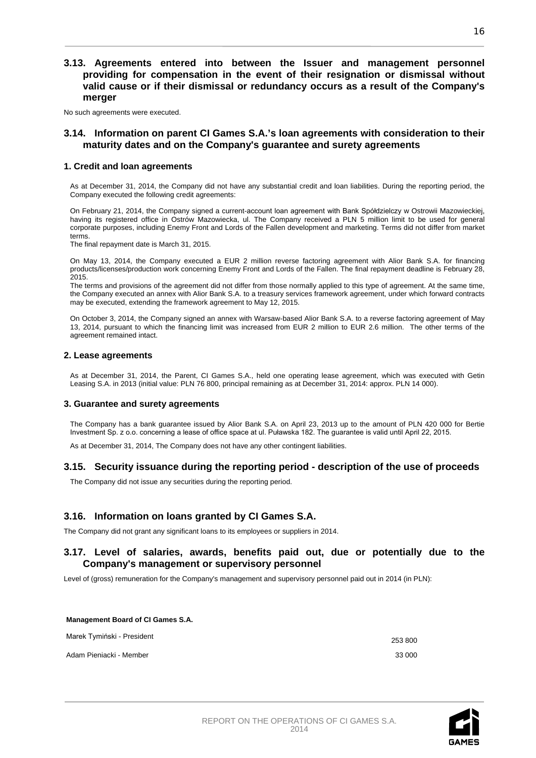## 3.13. Agreements entered into between the Issuer and management personnel providing for compensation in the event of their resignation or dismissal without valid cause or if their dismissal or redundancy occurs as a result of the Company's merger

No such agreements were executed.

## 3.14. Information on parent CI Games S.A.'s loan agreements with consideration to their maturity dates and on the Company's guarantee and surety agreements

### 1. Credit and loan agreements

As at December 31, 2014, the Company did not have any substantial credit and loan liabilities. During the reporting period, the Company executed the following credit agreements:

On February 21, 2014, the Company signed a current-account loan agreement with Bank Spółdzielczy w Ostrowii Mazowieckiej, having its registered office in Ostrów Mazowiecka, ul. The Company received a PLN 5 million limit to be used for general corporate purposes, including Enemy Front and Lords of the Fallen development and marketing. Terms did not differ from market terms.

The final repayment date is March 31, 2015.

On May 13, 2014, the Company executed a EUR 2 million reverse factoring agreement with Alior Bank S.A. for financing products/licenses/production work concerning Enemy Front and Lords of the Fallen. The final repayment deadline is February 28, 2015.

The terms and provisions of the agreement did not differ from those normally applied to this type of agreement. At the same time, the Company executed an annex with Alior Bank S.A. to a treasury services framework agreement, under which forward contracts may be executed, extending the framework agreement to May 12, 2015.

On October 3, 2014, the Company signed an annex with Warsaw-based Alior Bank S.A. to a reverse factoring agreement of May 13, 2014, pursuant to which the financing limit was increased from EUR 2 million to EUR 2.6 million. The other terms of the agreement remained intact.

### 2. Lease agreements

As at December 31, 2014, the Parent, CI Games S.A., held one operating lease agreement, which was executed with Getin Leasing S.A. in 2013 (initial value: PLN 76 800, principal remaining as at December 31, 2014: approx. PLN 14 000).

### 3. Guarantee and surety agreements

The Company has a bank guarantee issued by Alior Bank S.A. on April 23, 2013 up to the amount of PLN 420 000 for Bertie Investment Sp. z o.o. concerning a lease of office space at ul. Puławska 182. The guarantee is valid until April 22, 2015.

As at December 31, 2014, The Company does not have any other contingent liabilities.

## 3.15. Security issuance during the reporting period - description of the use of proceeds

The Company did not issue any securities during the reporting period.

## 3.16. Information on loans granted by CI Games S.A.

The Company did not grant any significant loans to its employees or suppliers in 2014.

## 3.17. Level of salaries, awards, benefits paid out, due or potentially due to the Company's management or supervisory personnel

Level of (gross) remuneration for the Company's management and supervisory personnel paid out in 2014 (in PLN):

| **Management Board of CI Games S.A.** | |
|---|---|
| Marek Tymiński - President | 253 800 |
| Adam Pieniacki - Member | 33 000 |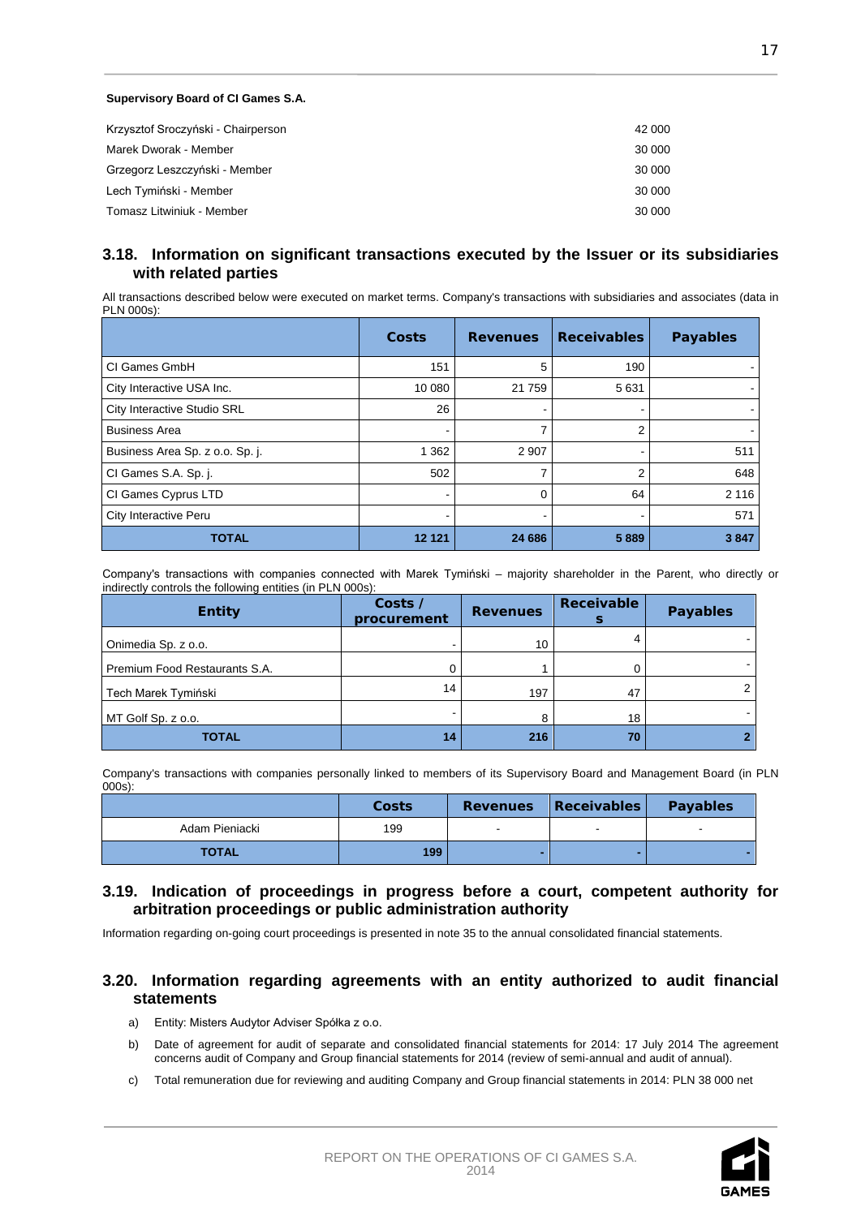**Supervisory Board of CI Games S.A.**

| | |
|---|---|
| Krzysztof Sroczyński - Chairperson | 42 000 |
| Marek Dworak - Member | 30 000 |
| Grzegorz Leszczyński - Member | 30 000 |
| Lech Tymiński - Member | 30 000 |
| Tomasz Litwiniuk - Member | 30 000 |

### 3.18. Information on significant transactions executed by the Issuer or its subsidiaries with related parties

All transactions described below were executed on market terms. Company's transactions with subsidiaries and associates (data in PLN 000s):

| | Costs | Revenues | Receivables | Payables |
|---|---|---|---|---|
| CI Games GmbH | 151 | 5 | 190 | - |
| City Interactive USA Inc. | 10 080 | 21 759 | 5 631 | - |
| City Interactive Studio SRL | 26 | - | - | - |
| Business Area | - | 7 | 2 | - |
| Business Area Sp. z o.o. Sp. j. | 1 362 | 2 907 | - | 511 |
| CI Games S.A. Sp. j. | 502 | 7 | 2 | 648 |
| CI Games Cyprus LTD | - | 0 | 64 | 2 116 |
| City Interactive Peru | - | - | - | 571 |
| **TOTAL** | **12 121** | **24 686** | **5 889** | **3 847** |

Company's transactions with companies connected with Marek Tymiński – majority shareholder in the Parent, who directly or indirectly controls the following entities (in PLN 000s):

| Entity | Costs / procurement | Revenues | Receivables | Payables |
|---|---|---|---|---|
| Onimedia Sp. z o.o. | - | 10 | 4 | - |
| Premium Food Restaurants S.A. | 0 | 1 | 0 | - |
| Tech Marek Tymiński | 14 | 197 | 47 | 2 |
| MT Golf Sp. z o.o. | - | 8 | 18 | - |
| **TOTAL** | **14** | **216** | **70** | **2** |

Company's transactions with companies personally linked to members of its Supervisory Board and Management Board (in PLN 000s):

| | Costs | Revenues | Receivables | Payables |
|---|---|---|---|---|
| Adam Pieniacki | 199 | - | - | - |
| **TOTAL** | **199** | **-** | **-** | **-** |

### 3.19. Indication of proceedings in progress before a court, competent authority for arbitration proceedings or public administration authority

Information regarding on-going court proceedings is presented in note 35 to the annual consolidated financial statements.

### 3.20. Information regarding agreements with an entity authorized to audit financial statements

a) Entity: Misters Audytor Adviser Spółka z o.o.

b) Date of agreement for audit of separate and consolidated financial statements for 2014: 17 July 2014 The agreement concerns audit of Company and Group financial statements for 2014 (review of semi-annual and audit of annual).

c) Total remuneration due for reviewing and auditing Company and Group financial statements in 2014: PLN 38 000 net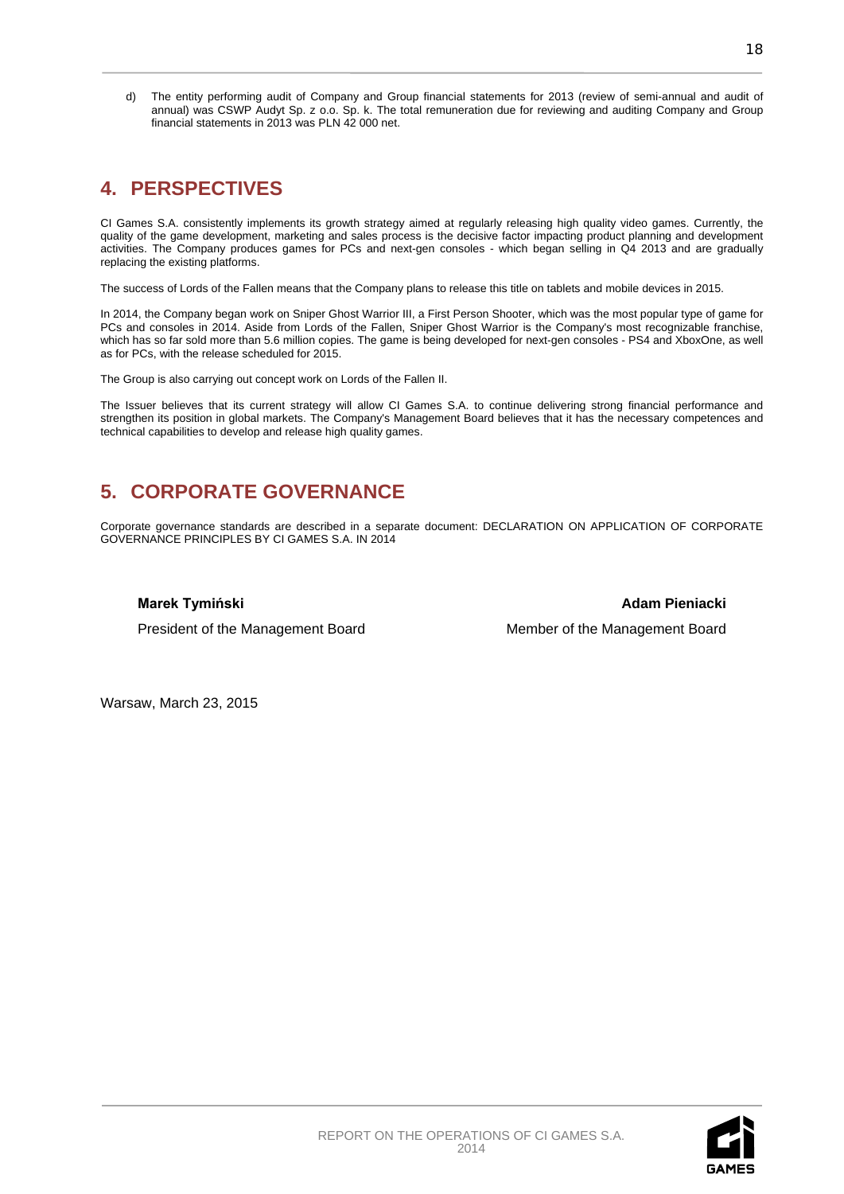d) The entity performing audit of Company and Group financial statements for 2013 (review of semi-annual and audit of annual) was CSWP Audyt Sp. z o.o. Sp. k. The total remuneration due for reviewing and auditing Company and Group financial statements in 2013 was PLN 42 000 net.

## 4. PERSPECTIVES

CI Games S.A. consistently implements its growth strategy aimed at regularly releasing high quality video games. Currently, the quality of the game development, marketing and sales process is the decisive factor impacting product planning and development activities. The Company produces games for PCs and next-gen consoles - which began selling in Q4 2013 and are gradually replacing the existing platforms.

The success of Lords of the Fallen means that the Company plans to release this title on tablets and mobile devices in 2015.

In 2014, the Company began work on Sniper Ghost Warrior III, a First Person Shooter, which was the most popular type of game for PCs and consoles in 2014. Aside from Lords of the Fallen, Sniper Ghost Warrior is the Company's most recognizable franchise, which has so far sold more than 5.6 million copies. The game is being developed for next-gen consoles - PS4 and XboxOne, as well as for PCs, with the release scheduled for 2015.

The Group is also carrying out concept work on Lords of the Fallen II.

The Issuer believes that its current strategy will allow CI Games S.A. to continue delivering strong financial performance and strengthen its position in global markets. The Company's Management Board believes that it has the necessary competences and technical capabilities to develop and release high quality games.

## 5. CORPORATE GOVERNANCE

Corporate governance standards are described in a separate document: DECLARATION ON APPLICATION OF CORPORATE GOVERNANCE PRINCIPLES BY CI GAMES S.A. IN 2014

**Marek Tymiński**
President of the Management Board

**Adam Pieniacki**
Member of the Management Board

Warsaw, March 23, 2015